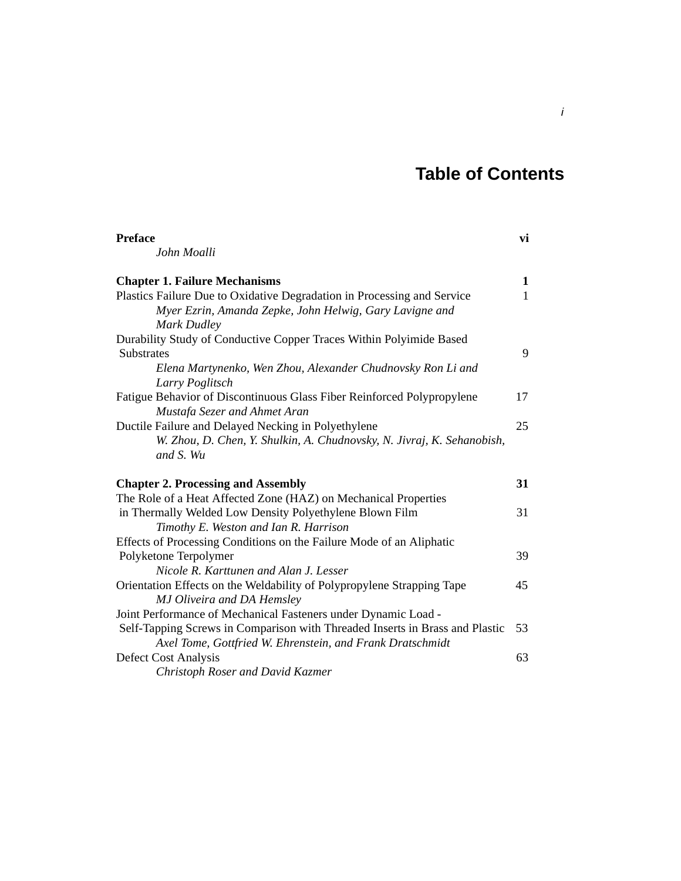# Table of Contents

| | |
|---|---|
| **Preface** | **vi** |
| *John Moalli* | |
| | |
| **Chapter 1. Failure Mechanisms** | **1** |
| Plastics Failure Due to Oxidative Degradation in Processing and Service | 1 |
| *Myer Ezrin, Amanda Zepke, John Helwig, Gary Lavigne and Mark Dudley* | |
| Durability Study of Conductive Copper Traces Within Polyimide Based Substrates | 9 |
| *Elena Martynenko, Wen Zhou, Alexander Chudnovsky Ron Li and Larry Poglitsch* | |
| Fatigue Behavior of Discontinuous Glass Fiber Reinforced Polypropylene | 17 |
| *Mustafa Sezer and Ahmet Aran* | |
| Ductile Failure and Delayed Necking in Polyethylene | 25 |
| *W. Zhou, D. Chen, Y. Shulkin, A. Chudnovsky, N. Jivraj, K. Sehanobish, and S. Wu* | |
| | |
| **Chapter 2. Processing and Assembly** | **31** |
| The Role of a Heat Affected Zone (HAZ) on Mechanical Properties in Thermally Welded Low Density Polyethylene Blown Film | 31 |
| *Timothy E. Weston and Ian R. Harrison* | |
| Effects of Processing Conditions on the Failure Mode of an Aliphatic Polyketone Terpolymer | 39 |
| *Nicole R. Karttunen and Alan J. Lesser* | |
| Orientation Effects on the Weldability of Polypropylene Strapping Tape | 45 |
| *MJ Oliveira and DA Hemsley* | |
| Joint Performance of Mechanical Fasteners under Dynamic Load - Self-Tapping Screws in Comparison with Threaded Inserts in Brass and Plastic | 53 |
| *Axel Tome, Gottfried W. Ehrenstein, and Frank Dratschmidt* | |
| Defect Cost Analysis | 63 |
| *Christoph Roser and David Kazmer* | |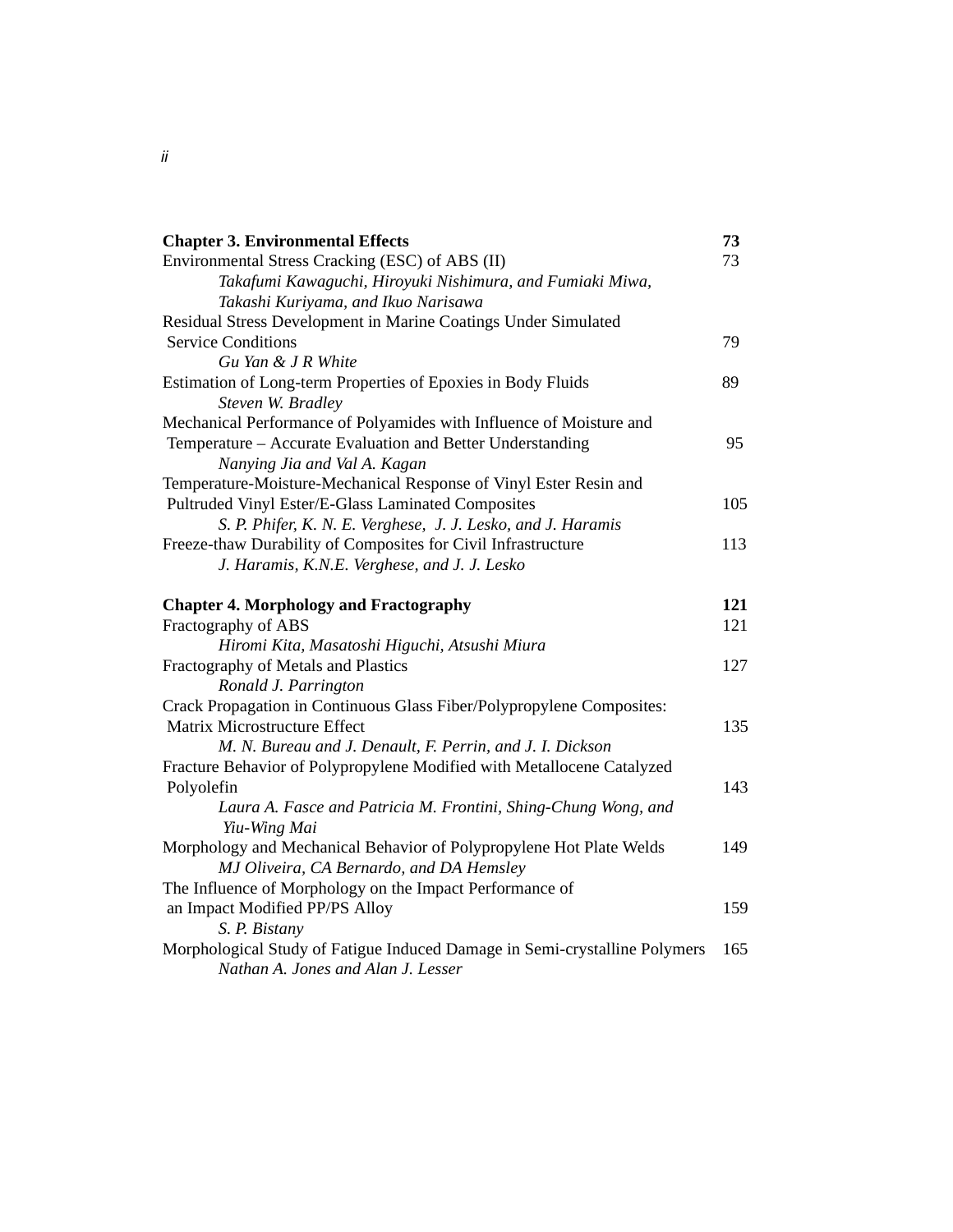| | |
|---|---|
| **Chapter 3. Environmental Effects** | **73** |
| Environmental Stress Cracking (ESC) of ABS (II) | 73 |
| *Takafumi Kawaguchi, Hiroyuki Nishimura, and Fumiaki Miwa, Takashi Kuriyama, and Ikuo Narisawa* | |
| Residual Stress Development in Marine Coatings Under Simulated Service Conditions | 79 |
| *Gu Yan & J R White* | |
| Estimation of Long-term Properties of Epoxies in Body Fluids | 89 |
| *Steven W. Bradley* | |
| Mechanical Performance of Polyamides with Influence of Moisture and Temperature – Accurate Evaluation and Better Understanding | 95 |
| *Nanying Jia and Val A. Kagan* | |
| Temperature-Moisture-Mechanical Response of Vinyl Ester Resin and Pultruded Vinyl Ester/E-Glass Laminated Composites | 105 |
| *S. P. Phifer, K. N. E. Verghese, J. J. Lesko, and J. Haramis* | |
| Freeze-thaw Durability of Composites for Civil Infrastructure | 113 |
| *J. Haramis, K.N.E. Verghese, and J. J. Lesko* | |
| **Chapter 4. Morphology and Fractography** | **121** |
| Fractography of ABS | 121 |
| *Hiromi Kita, Masatoshi Higuchi, Atsushi Miura* | |
| Fractography of Metals and Plastics | 127 |
| *Ronald J. Parrington* | |
| Crack Propagation in Continuous Glass Fiber/Polypropylene Composites: Matrix Microstructure Effect | 135 |
| *M. N. Bureau and J. Denault, F. Perrin, and J. I. Dickson* | |
| Fracture Behavior of Polypropylene Modified with Metallocene Catalyzed Polyolefin | 143 |
| *Laura A. Fasce and Patricia M. Frontini, Shing-Chung Wong, and Yiu-Wing Mai* | |
| Morphology and Mechanical Behavior of Polypropylene Hot Plate Welds | 149 |
| *MJ Oliveira, CA Bernardo, and DA Hemsley* | |
| The Influence of Morphology on the Impact Performance of an Impact Modified PP/PS Alloy | 159 |
| *S. P. Bistany* | |
| Morphological Study of Fatigue Induced Damage in Semi-crystalline Polymers | 165 |
| *Nathan A. Jones and Alan J. Lesser* | |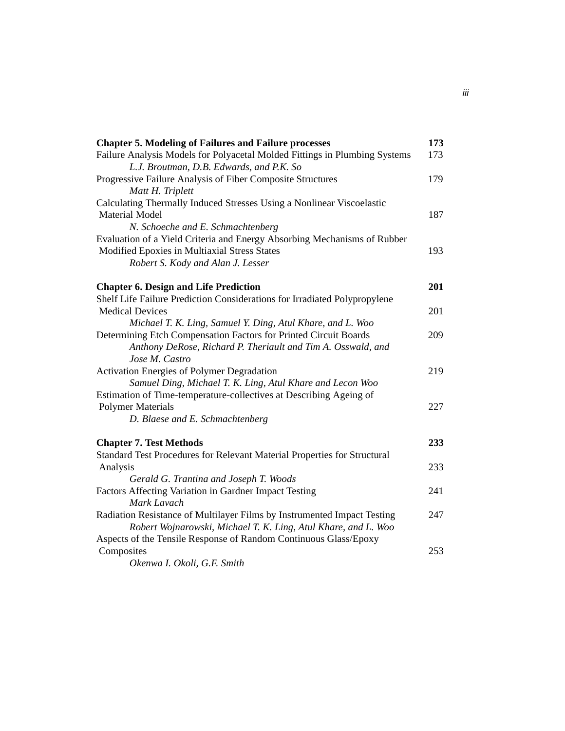| | |
|---|---|
| **Chapter 5. Modeling of Failures and Failure processes** | **173** |
| Failure Analysis Models for Polyacetal Molded Fittings in Plumbing Systems<br>*L.J. Broutman, D.B. Edwards, and P.K. So* | 173 |
| Progressive Failure Analysis of Fiber Composite Structures<br>*Matt H. Triplett* | 179 |
| Calculating Thermally Induced Stresses Using a Nonlinear Viscoelastic Material Model<br>*N. Schoeche and E. Schmachtenberg* | 187 |
| Evaluation of a Yield Criteria and Energy Absorbing Mechanisms of Rubber Modified Epoxies in Multiaxial Stress States<br>*Robert S. Kody and Alan J. Lesser* | 193 |
| **Chapter 6. Design and Life Prediction** | **201** |
| Shelf Life Failure Prediction Considerations for Irradiated Polypropylene Medical Devices<br>*Michael T. K. Ling, Samuel Y. Ding, Atul Khare, and L. Woo* | 201 |
| Determining Etch Compensation Factors for Printed Circuit Boards<br>*Anthony DeRose, Richard P. Theriault and Tim A. Osswald, and Jose M. Castro* | 209 |
| Activation Energies of Polymer Degradation<br>*Samuel Ding, Michael T. K. Ling, Atul Khare and Lecon Woo* | 219 |
| Estimation of Time-temperature-collectives at Describing Ageing of Polymer Materials<br>*D. Blaese and E. Schmachtenberg* | 227 |
| **Chapter 7. Test Methods** | **233** |
| Standard Test Procedures for Relevant Material Properties for Structural Analysis<br>*Gerald G. Trantina and Joseph T. Woods* | 233 |
| Factors Affecting Variation in Gardner Impact Testing<br>*Mark Lavach* | 241 |
| Radiation Resistance of Multilayer Films by Instrumented Impact Testing<br>*Robert Wojnarowski, Michael T. K. Ling, Atul Khare, and L. Woo* | 247 |
| Aspects of the Tensile Response of Random Continuous Glass/Epoxy Composites<br>*Okenwa I. Okoli, G.F. Smith* | 253 |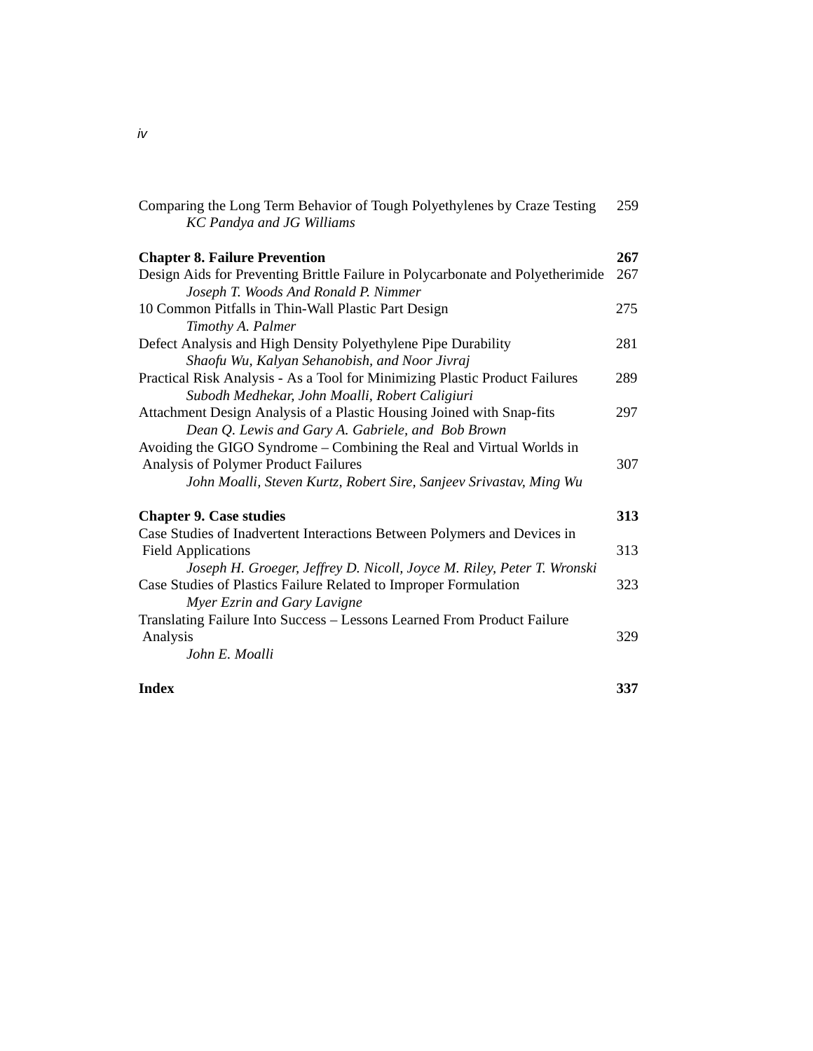| | |
|---|---|
| Comparing the Long Term Behavior of Tough Polyethylenes by Craze Testing<br>*KC Pandya and JG Williams* | 259 |
| **Chapter 8. Failure Prevention** | **267** |
| Design Aids for Preventing Brittle Failure in Polycarbonate and Polyetherimide<br>*Joseph T. Woods And Ronald P. Nimmer* | 267 |
| 10 Common Pitfalls in Thin-Wall Plastic Part Design<br>*Timothy A. Palmer* | 275 |
| Defect Analysis and High Density Polyethylene Pipe Durability<br>*Shaofu Wu, Kalyan Sehanobish, and Noor Jivraj* | 281 |
| Practical Risk Analysis - As a Tool for Minimizing Plastic Product Failures<br>*Subodh Medhekar, John Moalli, Robert Caligiuri* | 289 |
| Attachment Design Analysis of a Plastic Housing Joined with Snap-fits<br>*Dean Q. Lewis and Gary A. Gabriele, and Bob Brown* | 297 |
| Avoiding the GIGO Syndrome – Combining the Real and Virtual Worlds in Analysis of Polymer Product Failures<br>*John Moalli, Steven Kurtz, Robert Sire, Sanjeev Srivastav, Ming Wu* | 307 |
| **Chapter 9. Case studies** | **313** |
| Case Studies of Inadvertent Interactions Between Polymers and Devices in Field Applications<br>*Joseph H. Groeger, Jeffrey D. Nicoll, Joyce M. Riley, Peter T. Wronski* | 313 |
| Case Studies of Plastics Failure Related to Improper Formulation<br>*Myer Ezrin and Gary Lavigne* | 323 |
| Translating Failure Into Success – Lessons Learned From Product Failure Analysis<br>*John E. Moalli* | 329 |
| **Index** | **337** |